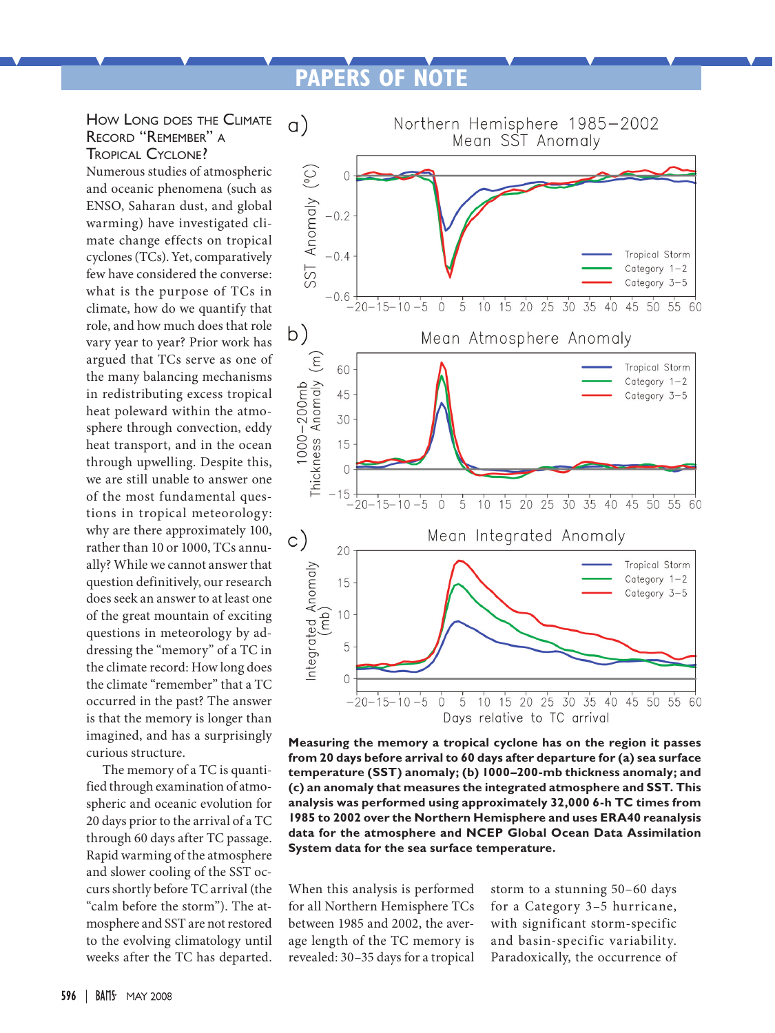## HOW LONG DOES THE CLIMATE RECORD "REMEMBER" A TROPICAL CYCLONE?

Numerous studies of atmospheric and oceanic phenomena (such as ENSO, Saharan dust, and global warming) have investigated climate change effects on tropical cyclones (TCs). Yet, comparatively few have considered the converse: what is the purpose of TCs in climate, how do we quantify that role, and how much does that role vary year to year? Prior work has argued that TCs serve as one of the many balancing mechanisms in redistributing excess tropical heat poleward within the atmosphere through convection, eddy heat transport, and in the ocean through upwelling. Despite this, we are still unable to answer one of the most fundamental questions in tropical meteorology: why are there approximately 100, rather than 10 or 1000, TCs annually? While we cannot answer that question definitively, our research does seek an answer to at least one of the great mountain of exciting questions in meteorology by addressing the "memory" of a TC in the climate record: How long does the climate "remember" that a TC occurred in the past? The answer is that the memory is longer than imagined, and has a surprisingly curious structure.

The memory of a TC is quantified through examination of atmospheric and oceanic evolution for 20 days prior to the arrival of a TC through 60 days after TC passage. Rapid warming of the atmosphere and slower cooling of the SST occurs shortly before TC arrival (the "calm before the storm"). The atmosphere and SST are not restored to the evolving climatology until weeks after the TC has departed.

**Measuring the memory a tropical cyclone has on the region it passes from 20 days before arrival to 60 days after departure for (a) sea surface temperature (SST) anomaly; (b) 1000–200-mb thickness anomaly; and (c) an anomaly that measures the integrated atmosphere and SST. This analysis was performed using approximately 32,000 6-h TC times from 1985 to 2002 over the Northern Hemisphere and uses ERA40 reanalysis data for the atmosphere and NCEP Global Ocean Data Assimilation System data for the sea surface temperature.**

When this analysis is performed for all Northern Hemisphere TCs between 1985 and 2002, the average length of the TC memory is revealed: 30–35 days for a tropical storm to a stunning 50–60 days for a Category 3–5 hurricane, with significant storm-specific and basin-specific variability. Paradoxically, the occurrence of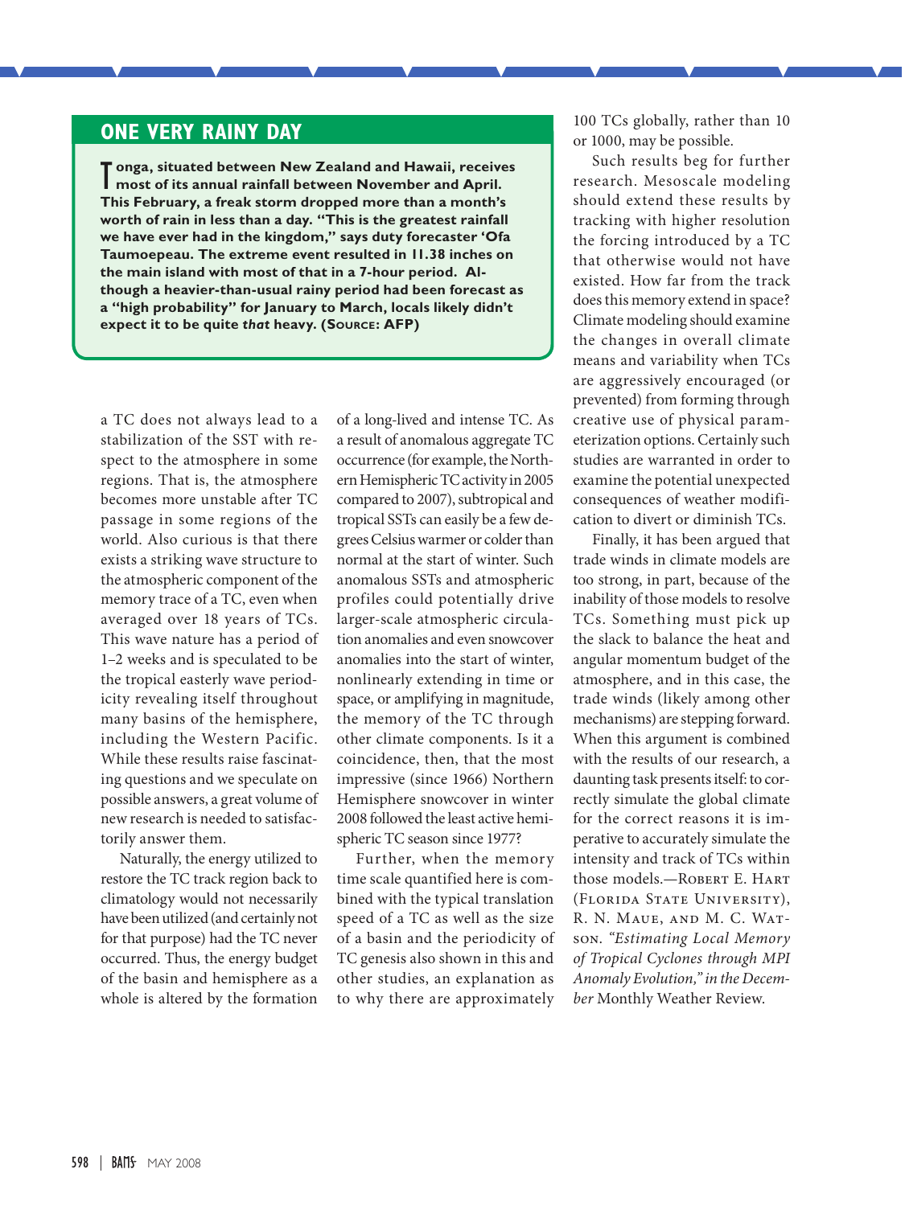## ONE VERY RAINY DAY

**Tonga, situated between New Zealand and Hawaii, receives most of its annual rainfall between November and April. This February, a freak storm dropped more than a month's worth of rain in less than a day. "This is the greatest rainfall we have ever had in the kingdom," says duty forecaster 'Ofa Taumoepeau. The extreme event resulted in 11.38 inches on the main island with most of that in a 7-hour period. Although a heavier-than-usual rainy period had been forecast as a "high probability" for January to March, locals likely didn't expect it to be quite *that* heavy. (Source: AFP)**

a TC does not always lead to a stabilization of the SST with respect to the atmosphere in some regions. That is, the atmosphere becomes more unstable after TC passage in some regions of the world. Also curious is that there exists a striking wave structure to the atmospheric component of the memory trace of a TC, even when averaged over 18 years of TCs. This wave nature has a period of 1–2 weeks and is speculated to be the tropical easterly wave periodicity revealing itself throughout many basins of the hemisphere, including the Western Pacific. While these results raise fascinating questions and we speculate on possible answers, a great volume of new research is needed to satisfactorily answer them.

Naturally, the energy utilized to restore the TC track region back to climatology would not necessarily have been utilized (and certainly not for that purpose) had the TC never occurred. Thus, the energy budget of the basin and hemisphere as a whole is altered by the formation of a long-lived and intense TC. As a result of anomalous aggregate TC occurrence (for example, the Northern Hemispheric TC activity in 2005 compared to 2007), subtropical and tropical SSTs can easily be a few degrees Celsius warmer or colder than normal at the start of winter. Such anomalous SSTs and atmospheric profiles could potentially drive larger-scale atmospheric circulation anomalies and even snowcover anomalies into the start of winter, nonlinearly extending in time or space, or amplifying in magnitude, the memory of the TC through other climate components. Is it a coincidence, then, that the most impressive (since 1966) Northern Hemisphere snowcover in winter 2008 followed the least active hemispheric TC season since 1977?

Further, when the memory time scale quantified here is combined with the typical translation speed of a TC as well as the size of a basin and the periodicity of TC genesis also shown in this and other studies, an explanation as to why there are approximately 100 TCs globally, rather than 10 or 1000, may be possible.

Such results beg for further research. Mesoscale modeling should extend these results by tracking with higher resolution the forcing introduced by a TC that otherwise would not have existed. How far from the track does this memory extend in space? Climate modeling should examine the changes in overall climate means and variability when TCs are aggressively encouraged (or prevented) from forming through creative use of physical parameterization options. Certainly such studies are warranted in order to examine the potential unexpected consequences of weather modification to divert or diminish TCs.

Finally, it has been argued that trade winds in climate models are too strong, in part, because of the inability of those models to resolve TCs. Something must pick up the slack to balance the heat and angular momentum budget of the atmosphere, and in this case, the trade winds (likely among other mechanisms) are stepping forward. When this argument is combined with the results of our research, a daunting task presents itself: to correctly simulate the global climate for the correct reasons it is imperative to accurately simulate the intensity and track of TCs within those models.—Robert E. Hart (Florida State University), R. N. Maue, and M. C. Watson. *"Estimating Local Memory of Tropical Cyclones through MPI Anomaly Evolution," in the December* Monthly Weather Review.